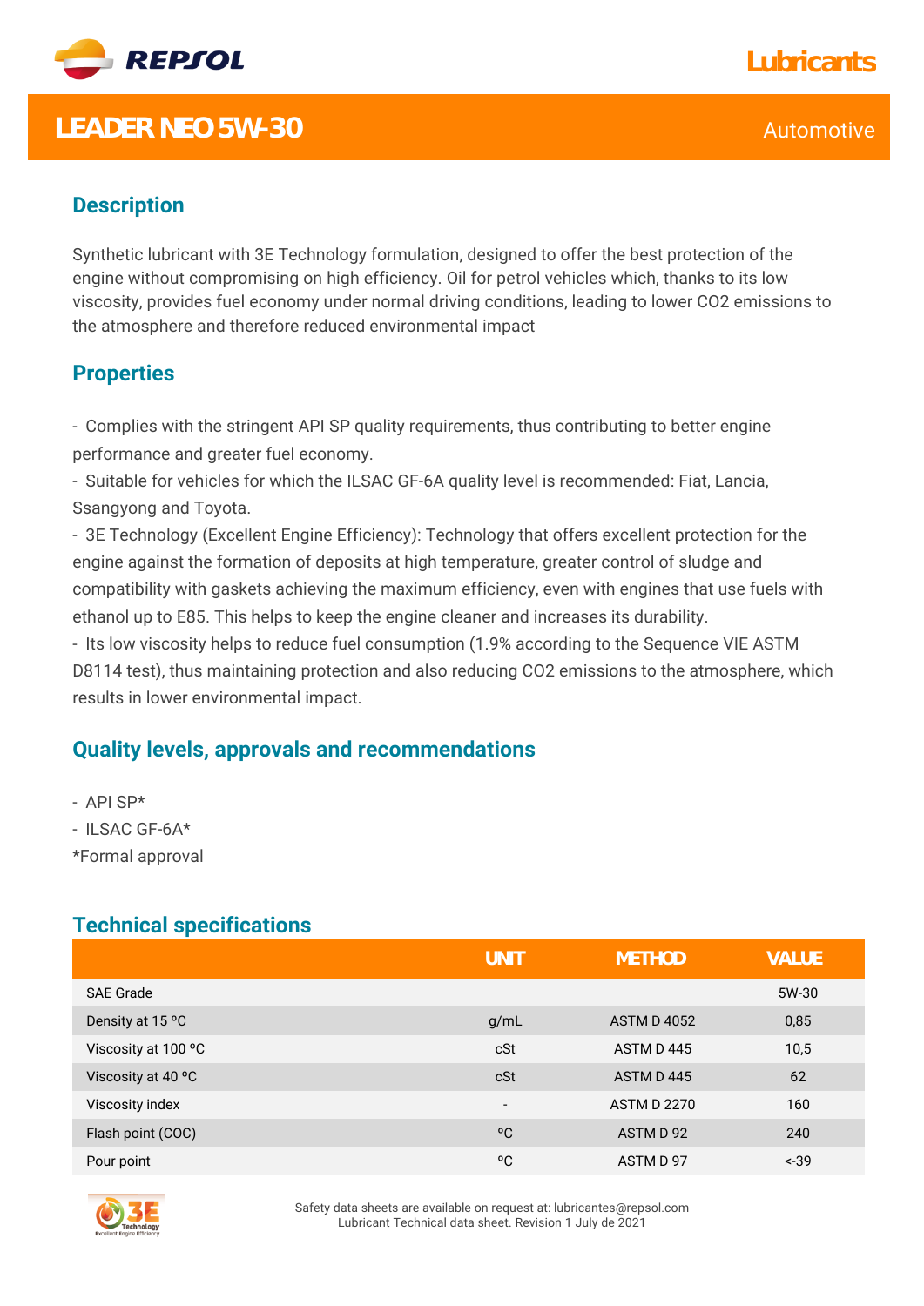# LEADER NEO 5W-30

Lubricants

Automotive

## Description

Synthetic lubricant with 3E Technology formulation, designed to offer the best protection of the engine without compromising on high efficiency. Oil for petrol vehicles which, thanks to its low viscosity, provides fuel economy under normal driving conditions, leading to lower $CO_2$ emissions to the atmosphere and therefore reduced environmental impact

## Properties

- Complies with the stringent API SP quality requirements, thus contributing to better engine performance and greater fuel economy.
- Suitable for vehicles for which the ILSAC GF-6A quality level is recommended: Fiat, Lancia, Ssangyong and Toyota.
- 3E Technology (Excellent Engine Efficiency): Technology that offers excellent protection for the engine against the formation of deposits at high temperature, greater control of sludge and compatibility with gaskets achieving the maximum efficiency, even with engines that use fuels with ethanol up to E85. This helps to keep the engine cleaner and increases its durability.
- Its low viscosity helps to reduce fuel consumption (1.9% according to the Sequence VIE ASTM D8114 test), thus maintaining protection and also reducing $CO_2$ emissions to the atmosphere, which results in lower environmental impact.

## Quality levels, approvals and recommendations

- API SP*
- ILSAC GF-6A*

*Formal approval

## Technical specifications

| | UNIT | METHOD | VALUE |
|---|---|---|---|
| SAE Grade | | | 5W-30 |
| Density at 15 ºC | g/mL | ASTM D 4052 | 0,85 |
| Viscosity at 100 ºC | cSt | ASTM D 445 | 10,5 |
| Viscosity at 40 ºC | cSt | ASTM D 445 | 62 |
| Viscosity index | - | ASTM D 2270 | 160 |
| Flash point (COC) | ºC | ASTM D 92 | 240 |
| Pour point | ºC | ASTM D 97 | <-39 |

Safety data sheets are available on request at: lubricantes@repsol.com
Lubricant Technical data sheet. Revision 1 July de 2021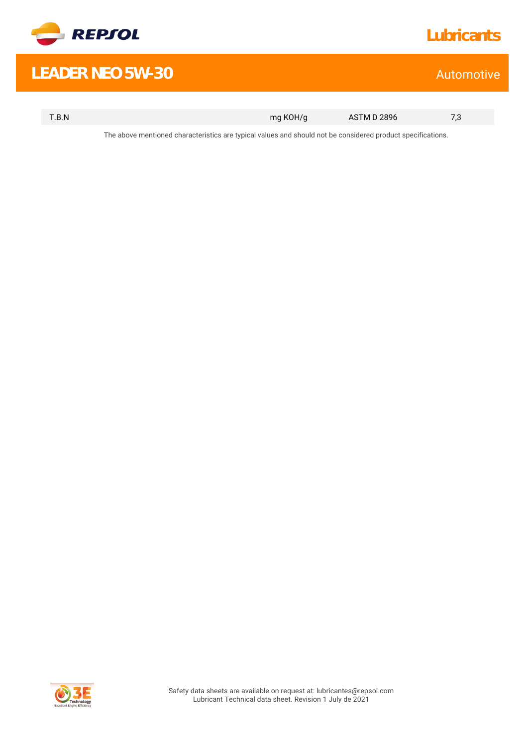| | | | |
|---|---|---|---|
| T.B.N | mg KOH/g | ASTM D 2896 | 7,3 |

The above mentioned characteristics are typical values and should not be considered product specifications.

Safety data sheets are available on request at: lubricantes@repsol.com
Lubricant Technical data sheet. Revision 1 July de 2021